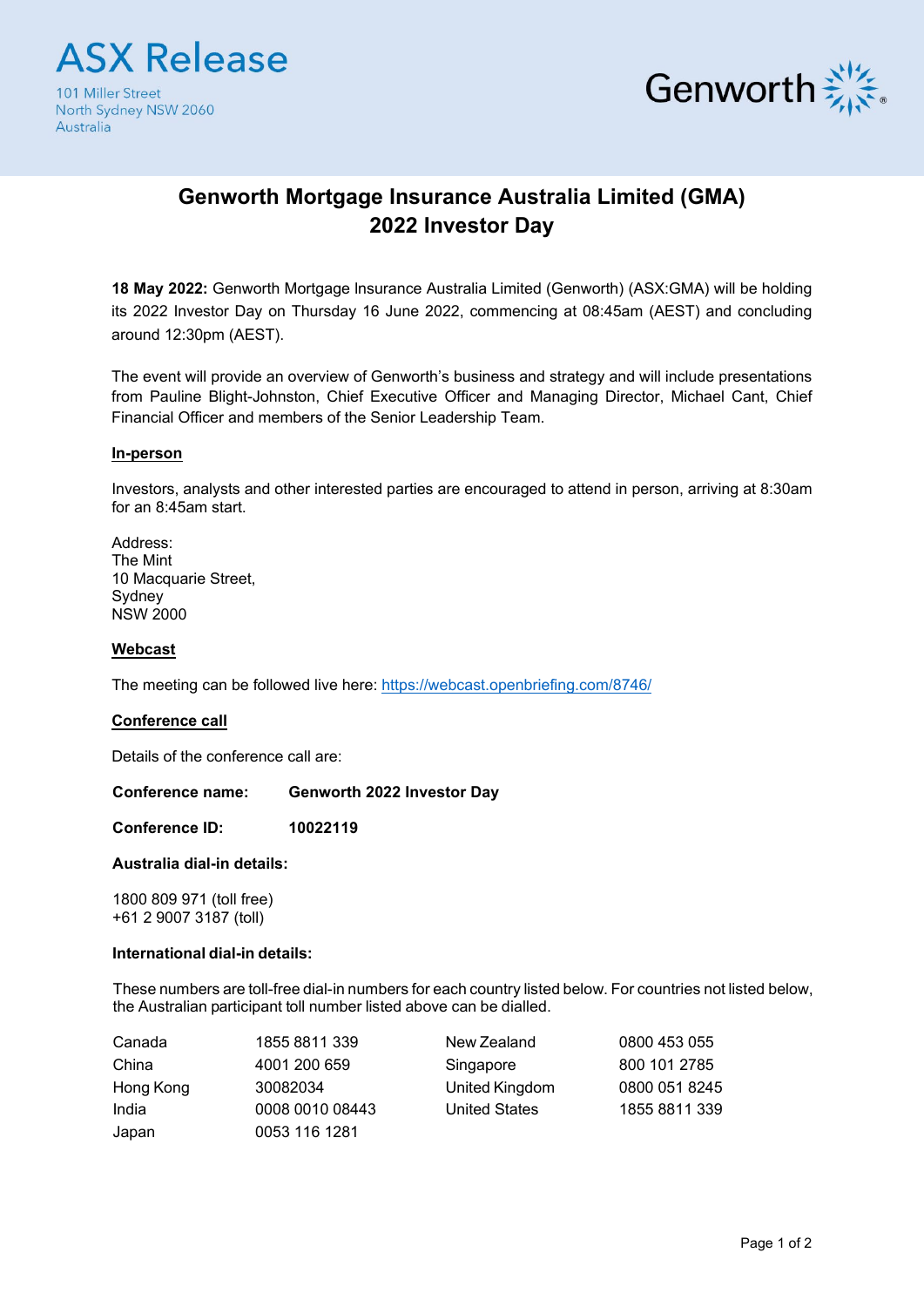ASX Release

101 Miller Street
North Sydney NSW 2060
Australia

Genworth

# Genworth Mortgage Insurance Australia Limited (GMA) 2022 Investor Day

**18 May 2022:** Genworth Mortgage Insurance Australia Limited (Genworth) (ASX:GMA) will be holding its 2022 Investor Day on Thursday 16 June 2022, commencing at 08:45am (AEST) and concluding around 12:30pm (AEST).

The event will provide an overview of Genworth's business and strategy and will include presentations from Pauline Blight-Johnston, Chief Executive Officer and Managing Director, Michael Cant, Chief Financial Officer and members of the Senior Leadership Team.

**In-person**

Investors, analysts and other interested parties are encouraged to attend in person, arriving at 8:30am for an 8:45am start.

Address:
The Mint
10 Macquarie Street,
Sydney
NSW 2000

**Webcast**

The meeting can be followed live here: https://webcast.openbriefing.com/8746/

**Conference call**

Details of the conference call are:

**Conference name:** **Genworth 2022 Investor Day**

**Conference ID:** **10022119**

**Australia dial-in details:**

1800 809 971 (toll free)
+61 2 9007 3187 (toll)

**International dial-in details:**

These numbers are toll-free dial-in numbers for each country listed below. For countries not listed below, the Australian participant toll number listed above can be dialled.

| Country | Number | Country | Number |
|---|---|---|---|
| Canada | 1855 8811 339 | New Zealand | 0800 453 055 |
| China | 4001 200 659 | Singapore | 800 101 2785 |
| Hong Kong | 30082034 | United Kingdom | 0800 051 8245 |
| India | 0008 0010 08443 | United States | 1855 8811 339 |
| Japan | 0053 116 1281 | | |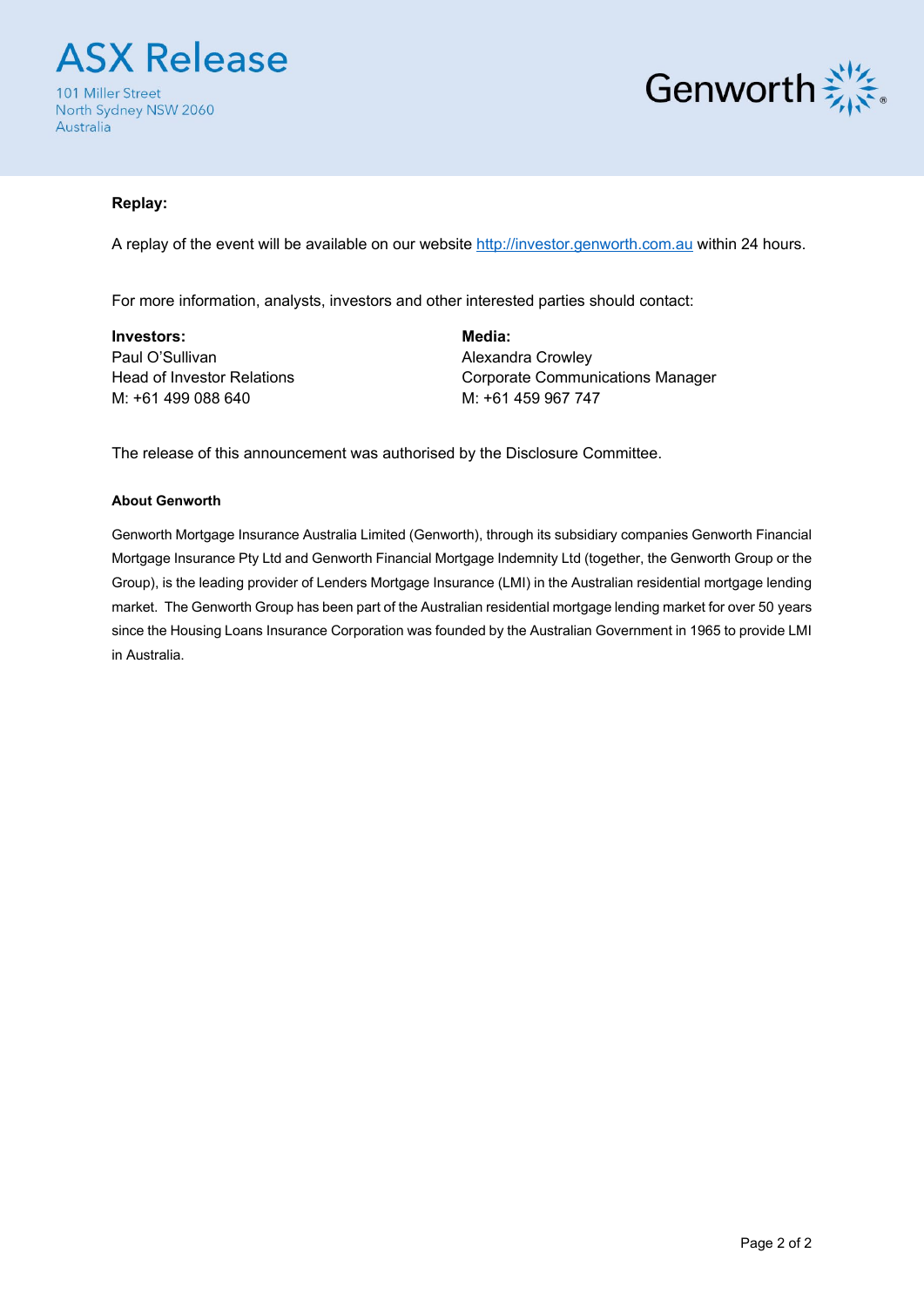**Replay:**

A replay of the event will be available on our website http://investor.genworth.com.au within 24 hours.

For more information, analysts, investors and other interested parties should contact:

**Investors:**
Paul O'Sullivan
Head of Investor Relations
M: +61 499 088 640

**Media:**
Alexandra Crowley
Corporate Communications Manager
M: +61 459 967 747

The release of this announcement was authorised by the Disclosure Committee.

#### About Genworth

Genworth Mortgage Insurance Australia Limited (Genworth), through its subsidiary companies Genworth Financial Mortgage Insurance Pty Ltd and Genworth Financial Mortgage Indemnity Ltd (together, the Genworth Group or the Group), is the leading provider of Lenders Mortgage Insurance (LMI) in the Australian residential mortgage lending market. The Genworth Group has been part of the Australian residential mortgage lending market for over 50 years since the Housing Loans Insurance Corporation was founded by the Australian Government in 1965 to provide LMI in Australia.